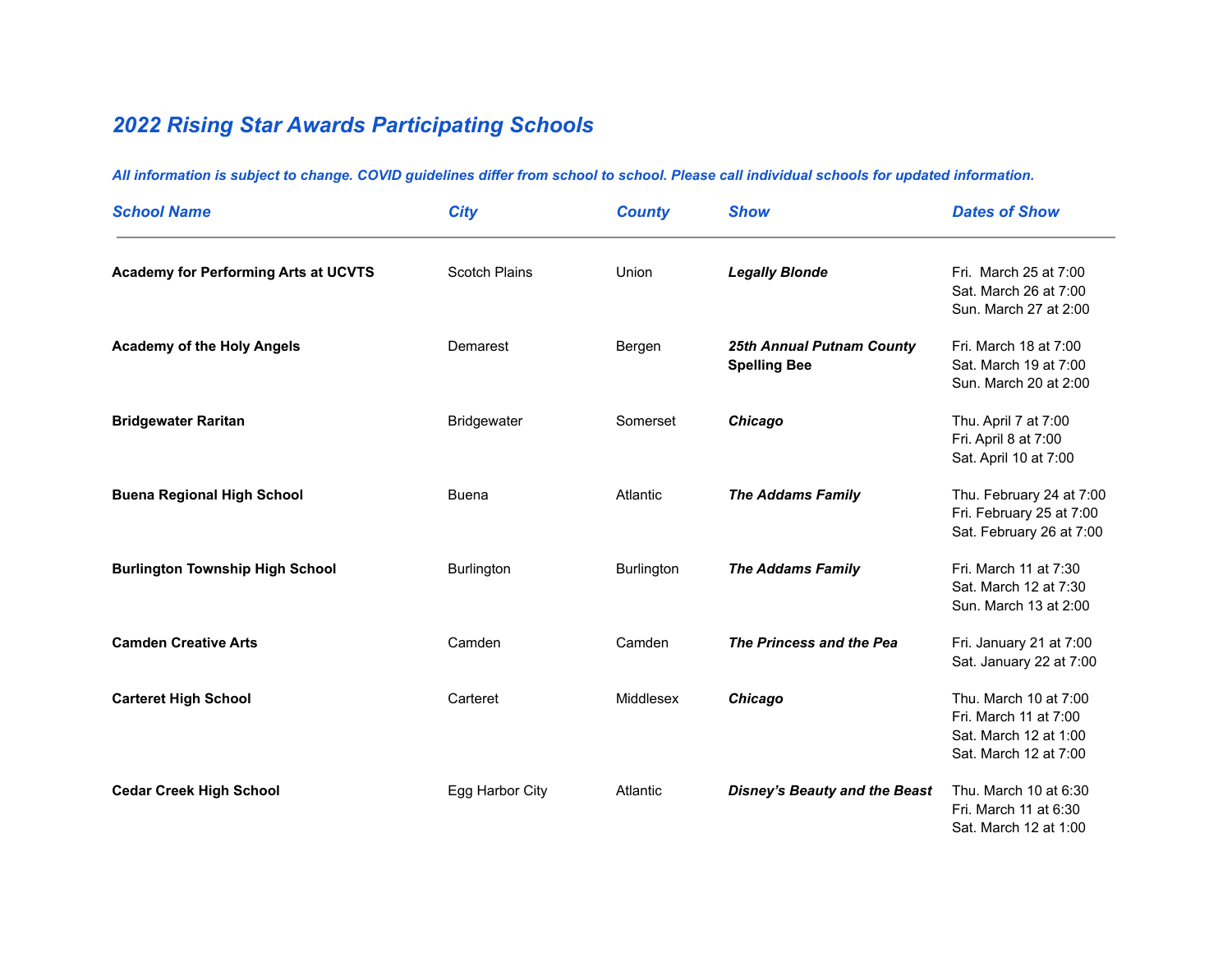# *2022 Rising Star Awards Participating Schools*

***All information is subject to change. COVID guidelines differ from school to school. Please call individual schools for updated information.***

| *School Name* | *City* | *County* | *Show* | *Dates of Show* |
|---|---|---|---|---|
| **Academy for Performing Arts at UCVTS** | Scotch Plains | Union | ***Legally Blonde*** | Fri. March 25 at 7:00<br>Sat. March 26 at 7:00<br>Sun. March 27 at 2:00 |
| **Academy of the Holy Angels** | Demarest | Bergen | ***25th Annual Putnam County* Spelling Bee** | Fri. March 18 at 7:00<br>Sat. March 19 at 7:00<br>Sun. March 20 at 2:00 |
| **Bridgewater Raritan** | Bridgewater | Somerset | ***Chicago*** | Thu. April 7 at 7:00<br>Fri. April 8 at 7:00<br>Sat. April 10 at 7:00 |
| **Buena Regional High School** | Buena | Atlantic | ***The Addams Family*** | Thu. February 24 at 7:00<br>Fri. February 25 at 7:00<br>Sat. February 26 at 7:00 |
| **Burlington Township High School** | Burlington | Burlington | ***The Addams Family*** | Fri. March 11 at 7:30<br>Sat. March 12 at 7:30<br>Sun. March 13 at 2:00 |
| **Camden Creative Arts** | Camden | Camden | ***The Princess and the Pea*** | Fri. January 21 at 7:00<br>Sat. January 22 at 7:00 |
| **Carteret High School** | Carteret | Middlesex | ***Chicago*** | Thu. March 10 at 7:00<br>Fri. March 11 at 7:00<br>Sat. March 12 at 1:00<br>Sat. March 12 at 7:00 |
| **Cedar Creek High School** | Egg Harbor City | Atlantic | ***Disney's Beauty and the Beast*** | Thu. March 10 at 6:30<br>Fri. March 11 at 6:30<br>Sat. March 12 at 1:00 |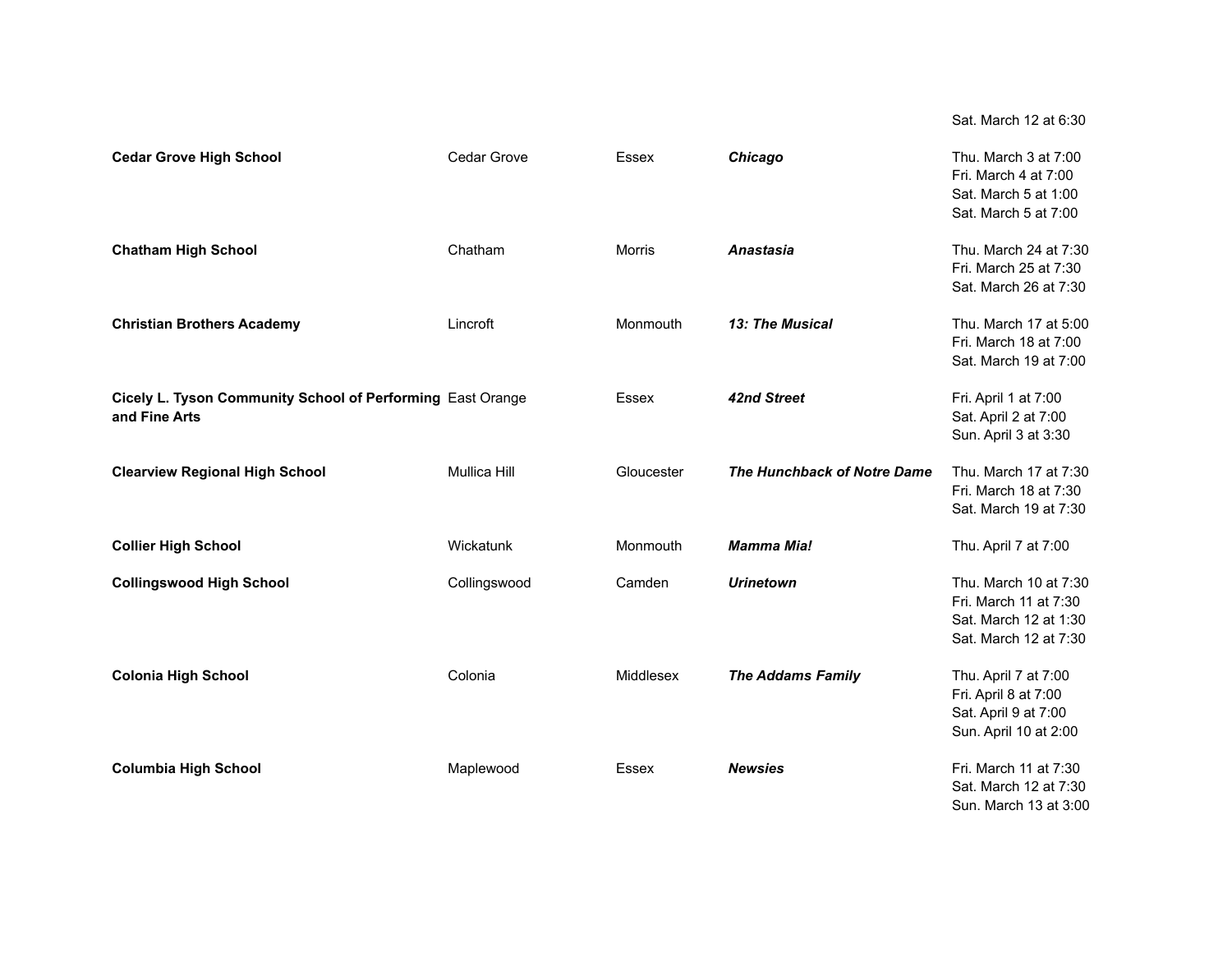| | | | | |
|---|---|---|---|---|
| | | | | Sat. March 12 at 6:30 |
| **Cedar Grove High School** | Cedar Grove | Essex | ***Chicago*** | Thu. March 3 at 7:00<br>Fri. March 4 at 7:00<br>Sat. March 5 at 1:00<br>Sat. March 5 at 7:00 |
| **Chatham High School** | Chatham | Morris | ***Anastasia*** | Thu. March 24 at 7:30<br>Fri. March 25 at 7:30<br>Sat. March 26 at 7:30 |
| **Christian Brothers Academy** | Lincroft | Monmouth | ***13: The Musical*** | Thu. March 17 at 5:00<br>Fri. March 18 at 7:00<br>Sat. March 19 at 7:00 |
| **Cicely L. Tyson Community School of Performing and Fine Arts** | East Orange | Essex | ***42nd Street*** | Fri. April 1 at 7:00<br>Sat. April 2 at 7:00<br>Sun. April 3 at 3:30 |
| **Clearview Regional High School** | Mullica Hill | Gloucester | ***The Hunchback of Notre Dame*** | Thu. March 17 at 7:30<br>Fri. March 18 at 7:30<br>Sat. March 19 at 7:30 |
| **Collier High School** | Wickatunk | Monmouth | ***Mamma Mia!*** | Thu. April 7 at 7:00 |
| **Collingswood High School** | Collingswood | Camden | ***Urinetown*** | Thu. March 10 at 7:30<br>Fri. March 11 at 7:30<br>Sat. March 12 at 1:30<br>Sat. March 12 at 7:30 |
| **Colonia High School** | Colonia | Middlesex | ***The Addams Family*** | Thu. April 7 at 7:00<br>Fri. April 8 at 7:00<br>Sat. April 9 at 7:00<br>Sun. April 10 at 2:00 |
| **Columbia High School** | Maplewood | Essex | ***Newsies*** | Fri. March 11 at 7:30<br>Sat. March 12 at 7:30<br>Sun. March 13 at 3:00 |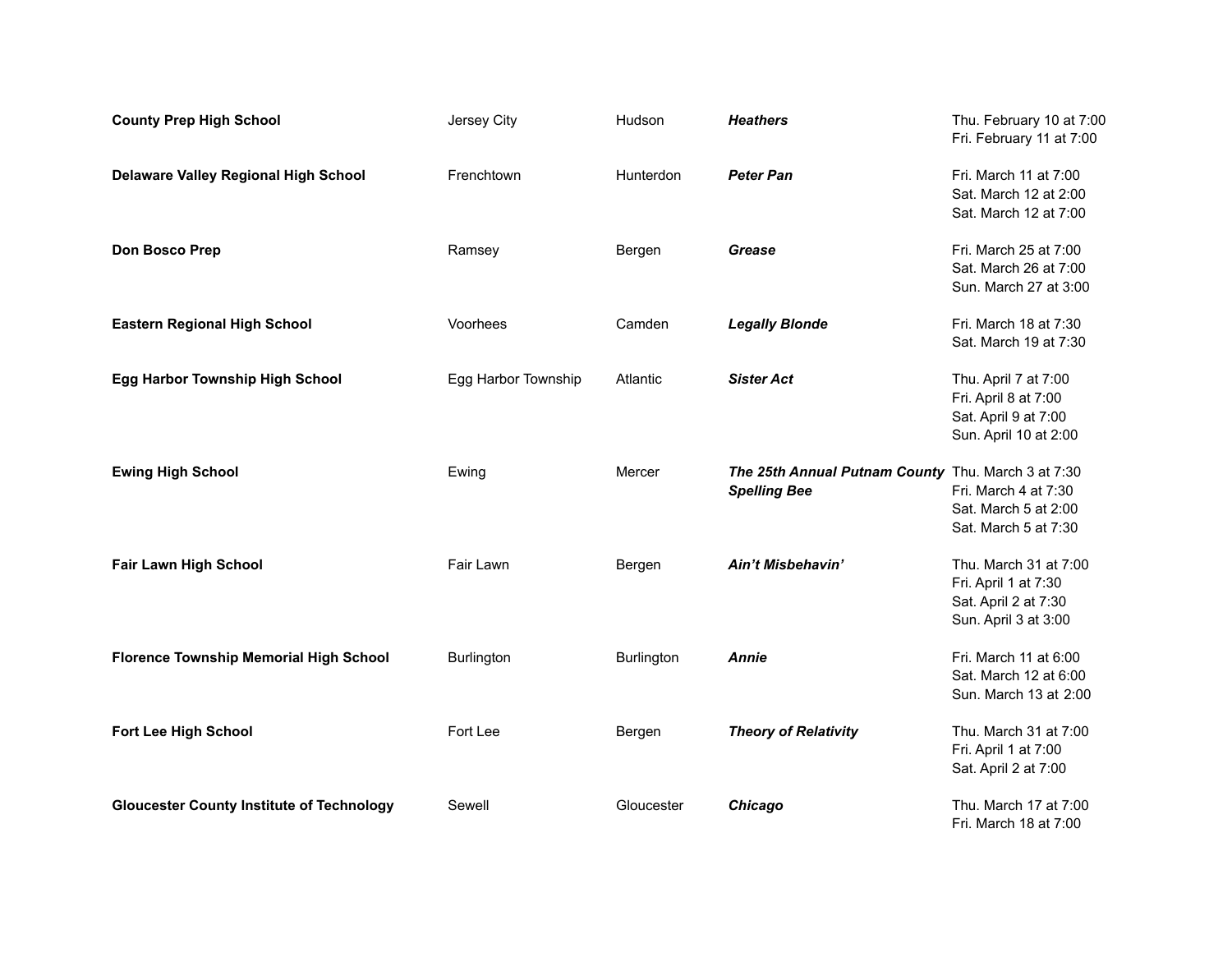| | | | | |
|---|---|---|---|---|
| **County Prep High School** | Jersey City | Hudson | ***Heathers*** | Thu. February 10 at 7:00<br>Fri. February 11 at 7:00 |
| **Delaware Valley Regional High School** | Frenchtown | Hunterdon | ***Peter Pan*** | Fri. March 11 at 7:00<br>Sat. March 12 at 2:00<br>Sat. March 12 at 7:00 |
| **Don Bosco Prep** | Ramsey | Bergen | ***Grease*** | Fri. March 25 at 7:00<br>Sat. March 26 at 7:00<br>Sun. March 27 at 3:00 |
| **Eastern Regional High School** | Voorhees | Camden | ***Legally Blonde*** | Fri. March 18 at 7:30<br>Sat. March 19 at 7:30 |
| **Egg Harbor Township High School** | Egg Harbor Township | Atlantic | ***Sister Act*** | Thu. April 7 at 7:00<br>Fri. April 8 at 7:00<br>Sat. April 9 at 7:00<br>Sun. April 10 at 2:00 |
| **Ewing High School** | Ewing | Mercer | ***The 25th Annual Putnam County Spelling Bee*** | Thu. March 3 at 7:30<br>Fri. March 4 at 7:30<br>Sat. March 5 at 2:00<br>Sat. March 5 at 7:30 |
| **Fair Lawn High School** | Fair Lawn | Bergen | ***Ain't Misbehavin'*** | Thu. March 31 at 7:00<br>Fri. April 1 at 7:30<br>Sat. April 2 at 7:30<br>Sun. April 3 at 3:00 |
| **Florence Township Memorial High School** | Burlington | Burlington | ***Annie*** | Fri. March 11 at 6:00<br>Sat. March 12 at 6:00<br>Sun. March 13 at 2:00 |
| **Fort Lee High School** | Fort Lee | Bergen | ***Theory of Relativity*** | Thu. March 31 at 7:00<br>Fri. April 1 at 7:00<br>Sat. April 2 at 7:00 |
| **Gloucester County Institute of Technology** | Sewell | Gloucester | ***Chicago*** | Thu. March 17 at 7:00<br>Fri. March 18 at 7:00 |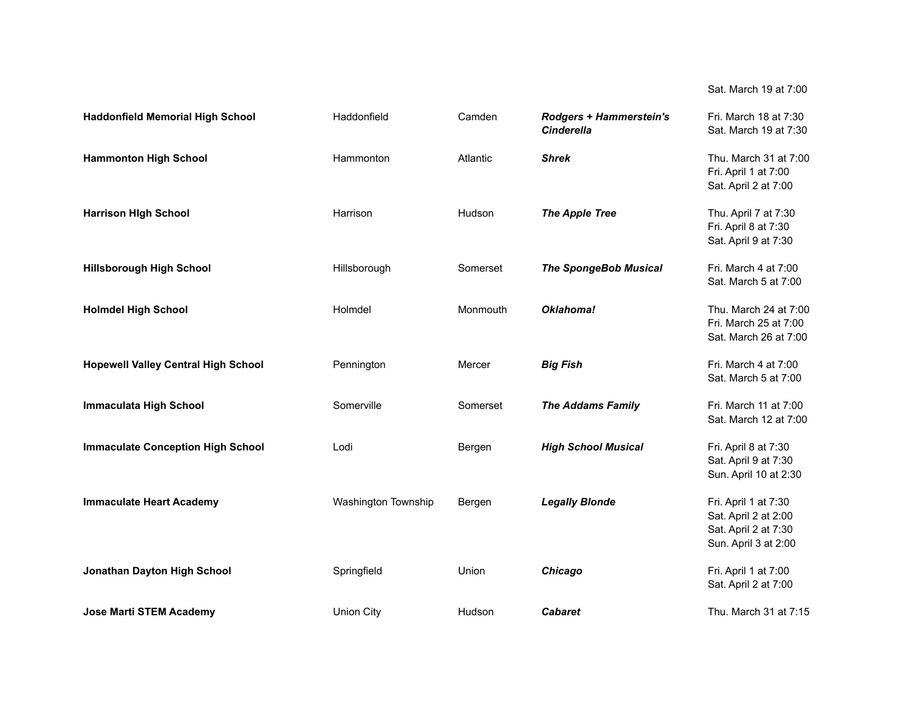| | | | | Sat. March 19 at 7:00 |
|---|---|---|---|---|
| **Haddonfield Memorial High School** | Haddonfield | Camden | ***Rodgers + Hammerstein's Cinderella*** | Fri. March 18 at 7:30<br>Sat. March 19 at 7:30 |
| **Hammonton High School** | Hammonton | Atlantic | ***Shrek*** | Thu. March 31 at 7:00<br>Fri. April 1 at 7:00<br>Sat. April 2 at 7:00 |
| **Harrison HIgh School** | Harrison | Hudson | ***The Apple Tree*** | Thu. April 7 at 7:30<br>Fri. April 8 at 7:30<br>Sat. April 9 at 7:30 |
| **Hillsborough High School** | Hillsborough | Somerset | ***The SpongeBob Musical*** | Fri. March 4 at 7:00<br>Sat. March 5 at 7:00 |
| **Holmdel High School** | Holmdel | Monmouth | ***Oklahoma!*** | Thu. March 24 at 7:00<br>Fri. March 25 at 7:00<br>Sat. March 26 at 7:00 |
| **Hopewell Valley Central High School** | Pennington | Mercer | ***Big Fish*** | Fri. March 4 at 7:00<br>Sat. March 5 at 7:00 |
| **Immaculata High School** | Somerville | Somerset | ***The Addams Family*** | Fri. March 11 at 7:00<br>Sat. March 12 at 7:00 |
| **Immaculate Conception High School** | Lodi | Bergen | ***High School Musical*** | Fri. April 8 at 7:30<br>Sat. April 9 at 7:30<br>Sun. April 10 at 2:30 |
| **Immaculate Heart Academy** | Washington Township | Bergen | ***Legally Blonde*** | Fri. April 1 at 7:30<br>Sat. April 2 at 2:00<br>Sat. April 2 at 7:30<br>Sun. April 3 at 2:00 |
| **Jonathan Dayton High School** | Springfield | Union | ***Chicago*** | Fri. April 1 at 7:00<br>Sat. April 2 at 7:00 |
| **Jose Marti STEM Academy** | Union City | Hudson | ***Cabaret*** | Thu. March 31 at 7:15 |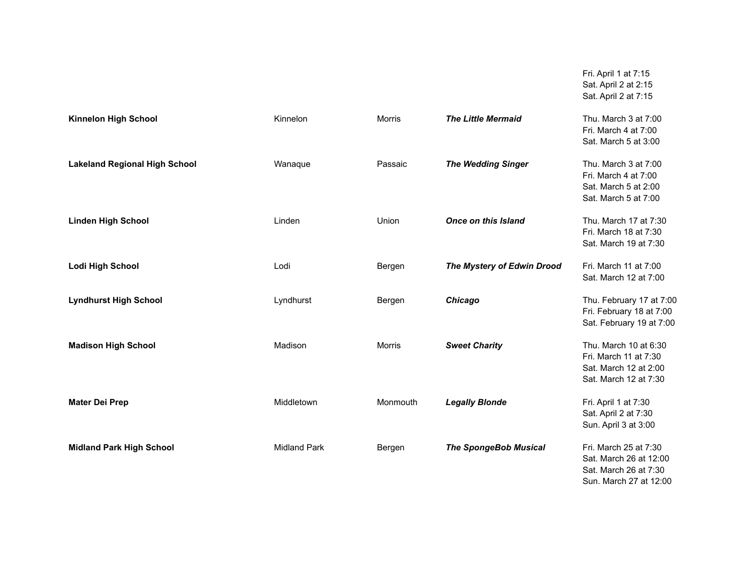| | | | | |
|---|---|---|---|---|
| | | | | Fri. April 1 at 7:15<br>Sat. April 2 at 2:15<br>Sat. April 2 at 7:15 |
| **Kinnelon High School** | Kinnelon | Morris | ***The Little Mermaid*** | Thu. March 3 at 7:00<br>Fri. March 4 at 7:00<br>Sat. March 5 at 3:00 |
| **Lakeland Regional High School** | Wanaque | Passaic | ***The Wedding Singer*** | Thu. March 3 at 7:00<br>Fri. March 4 at 7:00<br>Sat. March 5 at 2:00<br>Sat. March 5 at 7:00 |
| **Linden High School** | Linden | Union | ***Once on this Island*** | Thu. March 17 at 7:30<br>Fri. March 18 at 7:30<br>Sat. March 19 at 7:30 |
| **Lodi High School** | Lodi | Bergen | ***The Mystery of Edwin Drood*** | Fri. March 11 at 7:00<br>Sat. March 12 at 7:00 |
| **Lyndhurst High School** | Lyndhurst | Bergen | ***Chicago*** | Thu. February 17 at 7:00<br>Fri. February 18 at 7:00<br>Sat. February 19 at 7:00 |
| **Madison High School** | Madison | Morris | ***Sweet Charity*** | Thu. March 10 at 6:30<br>Fri. March 11 at 7:30<br>Sat. March 12 at 2:00<br>Sat. March 12 at 7:30 |
| **Mater Dei Prep** | Middletown | Monmouth | ***Legally Blonde*** | Fri. April 1 at 7:30<br>Sat. April 2 at 7:30<br>Sun. April 3 at 3:00 |
| **Midland Park High School** | Midland Park | Bergen | ***The SpongeBob Musical*** | Fri. March 25 at 7:30<br>Sat. March 26 at 12:00<br>Sat. March 26 at 7:30<br>Sun. March 27 at 12:00 |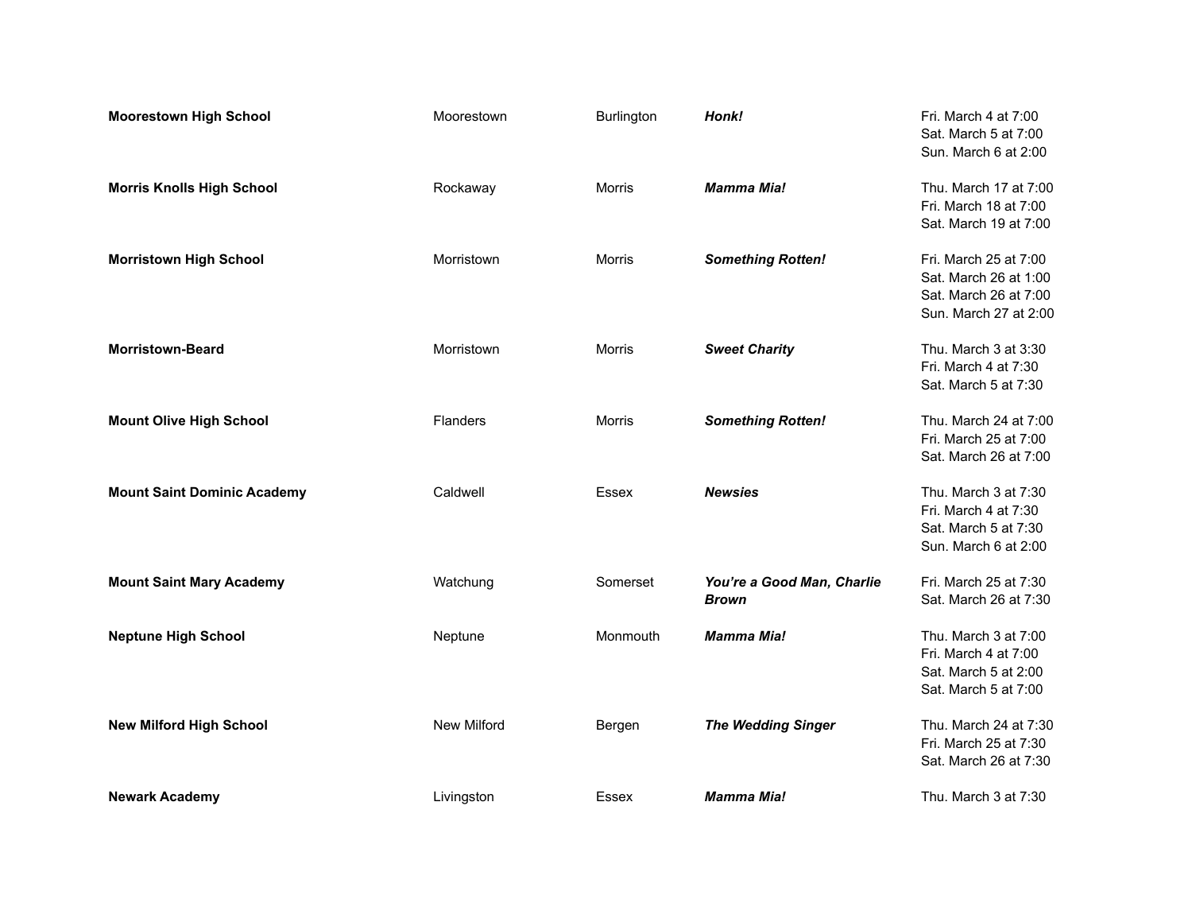| | | | | |
|---|---|---|---|---|
| **Moorestown High School** | Moorestown | Burlington | ***Honk!*** | Fri. March 4 at 7:00<br>Sat. March 5 at 7:00<br>Sun. March 6 at 2:00 |
| **Morris Knolls High School** | Rockaway | Morris | ***Mamma Mia!*** | Thu. March 17 at 7:00<br>Fri. March 18 at 7:00<br>Sat. March 19 at 7:00 |
| **Morristown High School** | Morristown | Morris | ***Something Rotten!*** | Fri. March 25 at 7:00<br>Sat. March 26 at 1:00<br>Sat. March 26 at 7:00<br>Sun. March 27 at 2:00 |
| **Morristown-Beard** | Morristown | Morris | ***Sweet Charity*** | Thu. March 3 at 3:30<br>Fri. March 4 at 7:30<br>Sat. March 5 at 7:30 |
| **Mount Olive High School** | Flanders | Morris | ***Something Rotten!*** | Thu. March 24 at 7:00<br>Fri. March 25 at 7:00<br>Sat. March 26 at 7:00 |
| **Mount Saint Dominic Academy** | Caldwell | Essex | ***Newsies*** | Thu. March 3 at 7:30<br>Fri. March 4 at 7:30<br>Sat. March 5 at 7:30<br>Sun. March 6 at 2:00 |
| **Mount Saint Mary Academy** | Watchung | Somerset | ***You're a Good Man, Charlie Brown*** | Fri. March 25 at 7:30<br>Sat. March 26 at 7:30 |
| **Neptune High School** | Neptune | Monmouth | ***Mamma Mia!*** | Thu. March 3 at 7:00<br>Fri. March 4 at 7:00<br>Sat. March 5 at 2:00<br>Sat. March 5 at 7:00 |
| **New Milford High School** | New Milford | Bergen | ***The Wedding Singer*** | Thu. March 24 at 7:30<br>Fri. March 25 at 7:30<br>Sat. March 26 at 7:30 |
| **Newark Academy** | Livingston | Essex | ***Mamma Mia!*** | Thu. March 3 at 7:30 |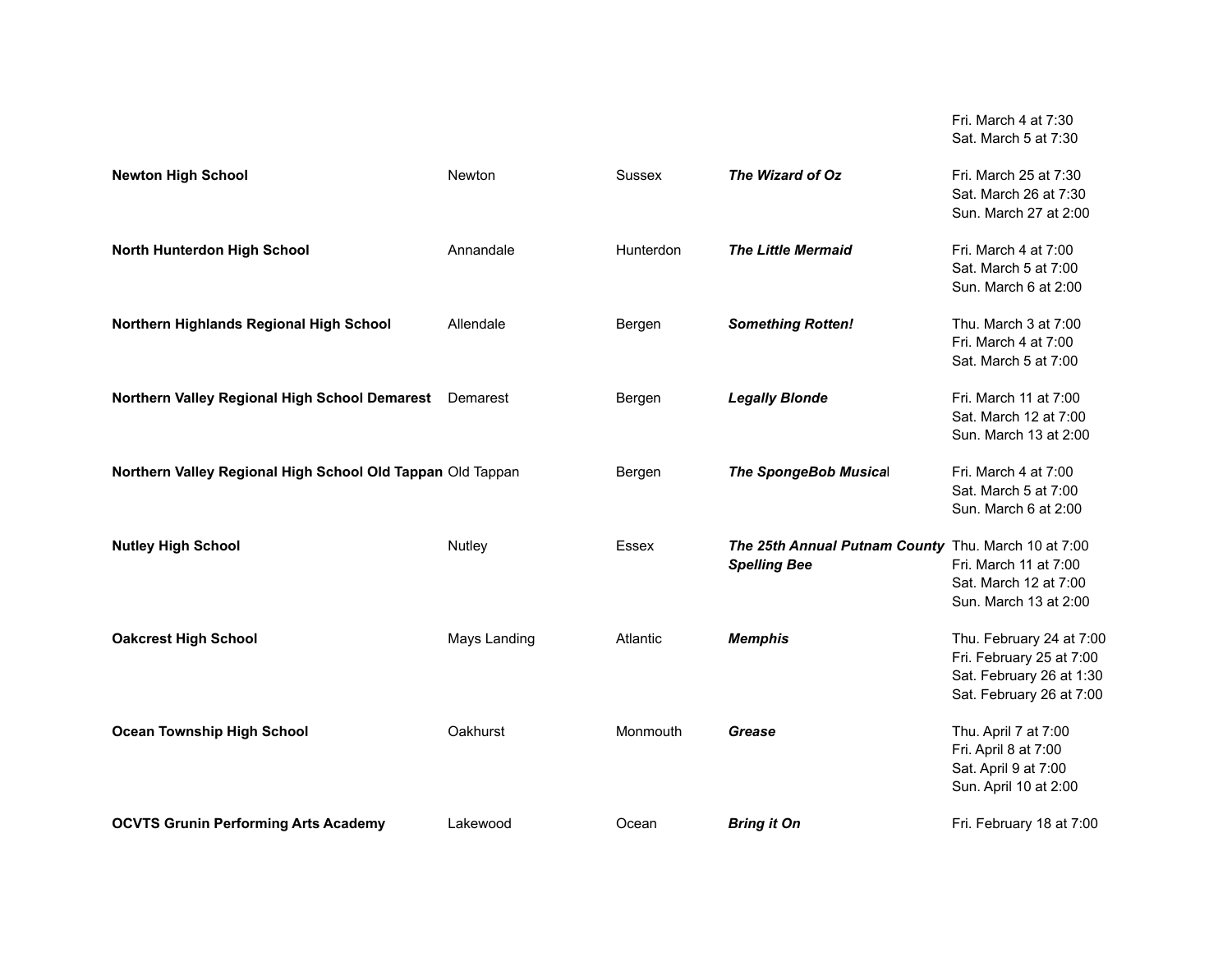| | | | | |
|---|---|---|---|---|
| | | | | Fri. March 4 at 7:30<br>Sat. March 5 at 7:30 |
| **Newton High School** | Newton | Sussex | ***The Wizard of Oz*** | Fri. March 25 at 7:30<br>Sat. March 26 at 7:30<br>Sun. March 27 at 2:00 |
| **North Hunterdon High School** | Annandale | Hunterdon | ***The Little Mermaid*** | Fri. March 4 at 7:00<br>Sat. March 5 at 7:00<br>Sun. March 6 at 2:00 |
| **Northern Highlands Regional High School** | Allendale | Bergen | ***Something Rotten!*** | Thu. March 3 at 7:00<br>Fri. March 4 at 7:00<br>Sat. March 5 at 7:00 |
| **Northern Valley Regional High School Demarest** | Demarest | Bergen | ***Legally Blonde*** | Fri. March 11 at 7:00<br>Sat. March 12 at 7:00<br>Sun. March 13 at 2:00 |
| **Northern Valley Regional High School Old Tappan** | Old Tappan | Bergen | ***The SpongeBob Musical*** | Fri. March 4 at 7:00<br>Sat. March 5 at 7:00<br>Sun. March 6 at 2:00 |
| **Nutley High School** | Nutley | Essex | ***The 25th Annual Putnam County Spelling Bee*** | Thu. March 10 at 7:00<br>Fri. March 11 at 7:00<br>Sat. March 12 at 7:00<br>Sun. March 13 at 2:00 |
| **Oakcrest High School** | Mays Landing | Atlantic | ***Memphis*** | Thu. February 24 at 7:00<br>Fri. February 25 at 7:00<br>Sat. February 26 at 1:30<br>Sat. February 26 at 7:00 |
| **Ocean Township High School** | Oakhurst | Monmouth | ***Grease*** | Thu. April 7 at 7:00<br>Fri. April 8 at 7:00<br>Sat. April 9 at 7:00<br>Sun. April 10 at 2:00 |
| **OCVTS Grunin Performing Arts Academy** | Lakewood | Ocean | ***Bring it On*** | Fri. February 18 at 7:00 |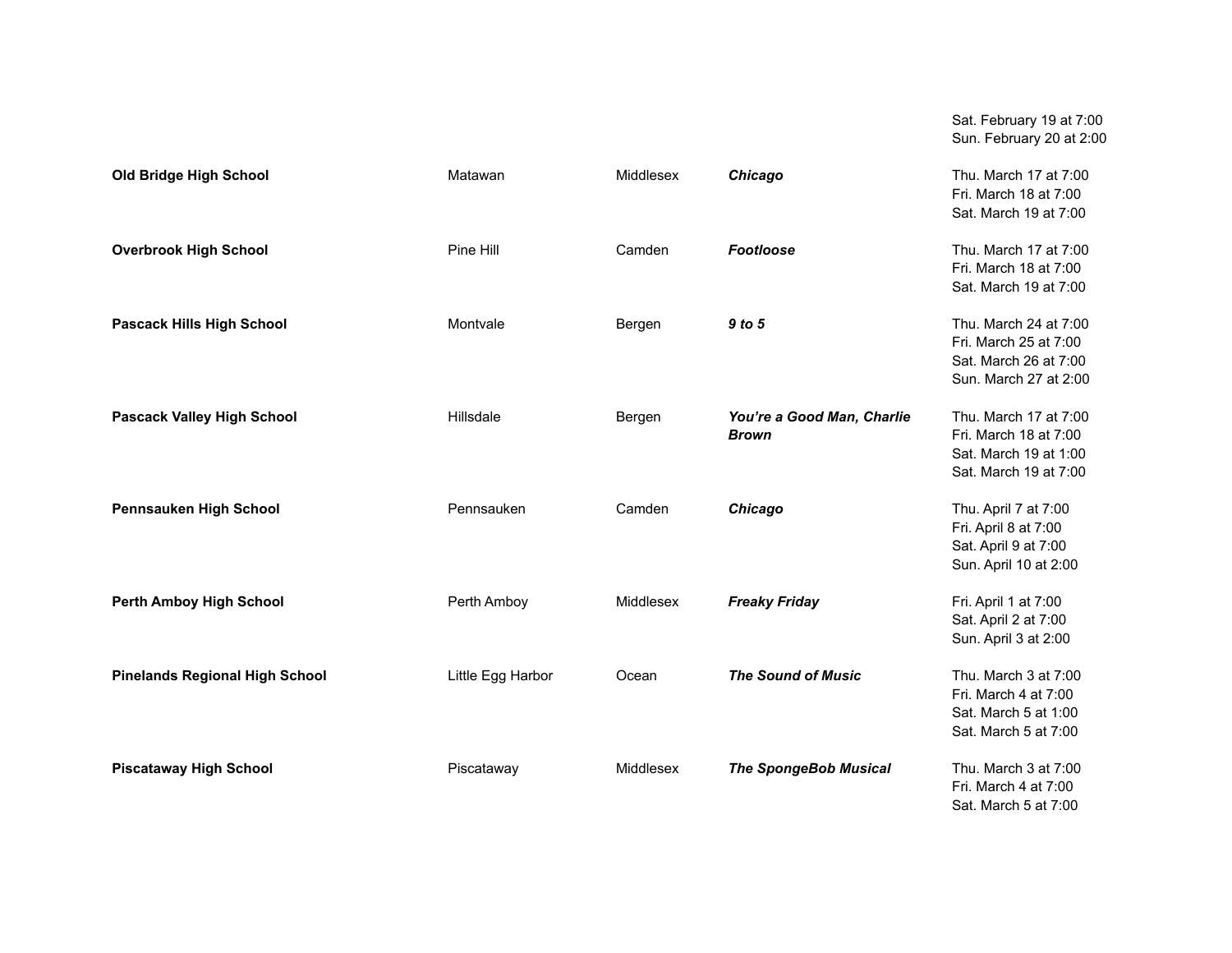|  |  |  |  | Sat. February 19 at 7:00<br>Sun. February 20 at 2:00 |
|---|---|---|---|---|
| **Old Bridge High School** | Matawan | Middlesex | ***Chicago*** | Thu. March 17 at 7:00<br>Fri. March 18 at 7:00<br>Sat. March 19 at 7:00 |
| **Overbrook High School** | Pine Hill | Camden | ***Footloose*** | Thu. March 17 at 7:00<br>Fri. March 18 at 7:00<br>Sat. March 19 at 7:00 |
| **Pascack Hills High School** | Montvale | Bergen | ***9 to 5*** | Thu. March 24 at 7:00<br>Fri. March 25 at 7:00<br>Sat. March 26 at 7:00<br>Sun. March 27 at 2:00 |
| **Pascack Valley High School** | Hillsdale | Bergen | ***You're a Good Man, Charlie Brown*** | Thu. March 17 at 7:00<br>Fri. March 18 at 7:00<br>Sat. March 19 at 1:00<br>Sat. March 19 at 7:00 |
| **Pennsauken High School** | Pennsauken | Camden | ***Chicago*** | Thu. April 7 at 7:00<br>Fri. April 8 at 7:00<br>Sat. April 9 at 7:00<br>Sun. April 10 at 2:00 |
| **Perth Amboy High School** | Perth Amboy | Middlesex | ***Freaky Friday*** | Fri. April 1 at 7:00<br>Sat. April 2 at 7:00<br>Sun. April 3 at 2:00 |
| **Pinelands Regional High School** | Little Egg Harbor | Ocean | ***The Sound of Music*** | Thu. March 3 at 7:00<br>Fri. March 4 at 7:00<br>Sat. March 5 at 1:00<br>Sat. March 5 at 7:00 |
| **Piscataway High School** | Piscataway | Middlesex | ***The SpongeBob Musical*** | Thu. March 3 at 7:00<br>Fri. March 4 at 7:00<br>Sat. March 5 at 7:00 |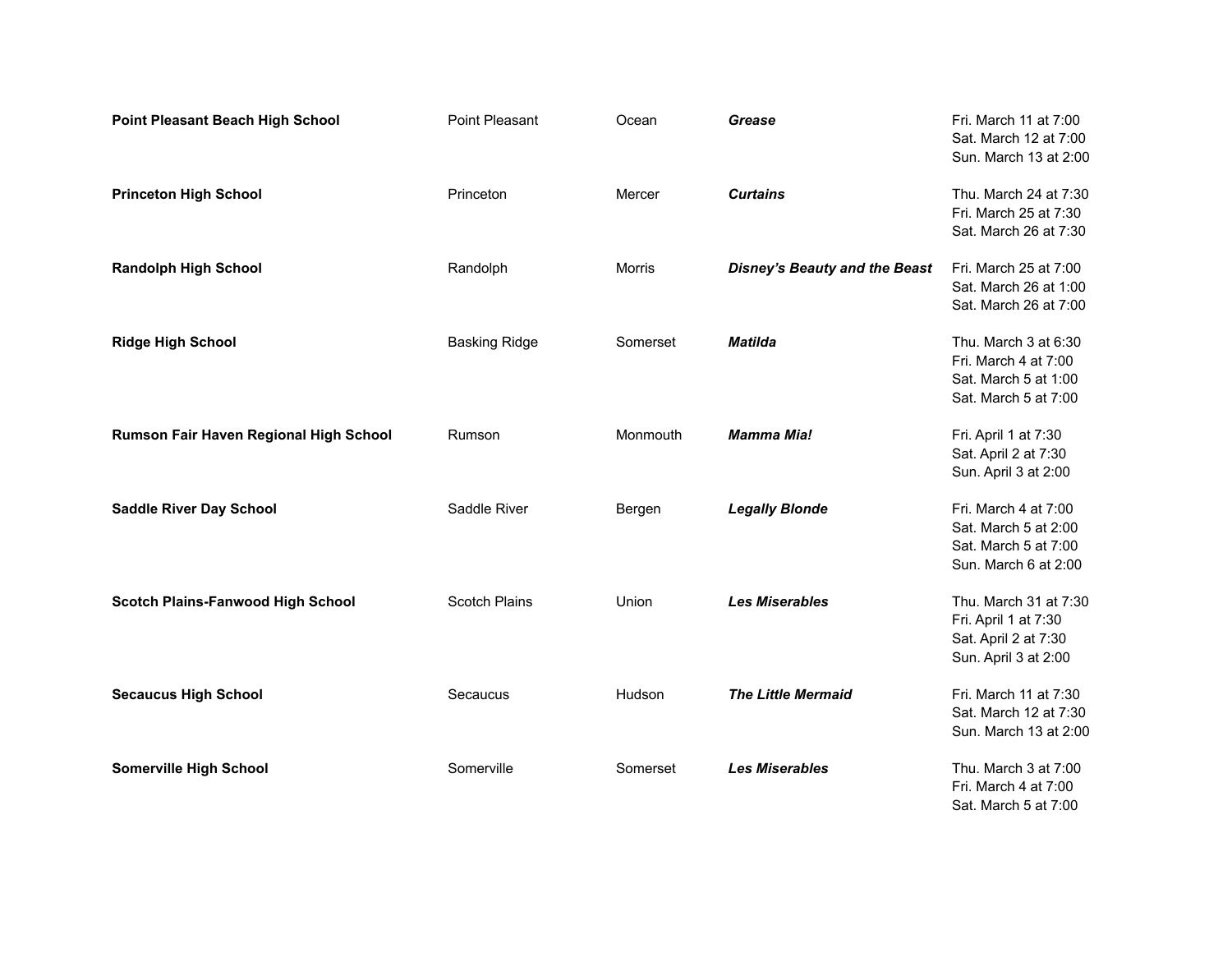| | | | | |
|---|---|---|---|---|
| **Point Pleasant Beach High School** | Point Pleasant | Ocean | ***Grease*** | Fri. March 11 at 7:00<br>Sat. March 12 at 7:00<br>Sun. March 13 at 2:00 |
| **Princeton High School** | Princeton | Mercer | ***Curtains*** | Thu. March 24 at 7:30<br>Fri. March 25 at 7:30<br>Sat. March 26 at 7:30 |
| **Randolph High School** | Randolph | Morris | ***Disney's Beauty and the Beast*** | Fri. March 25 at 7:00<br>Sat. March 26 at 1:00<br>Sat. March 26 at 7:00 |
| **Ridge High School** | Basking Ridge | Somerset | ***Matilda*** | Thu. March 3 at 6:30<br>Fri. March 4 at 7:00<br>Sat. March 5 at 1:00<br>Sat. March 5 at 7:00 |
| **Rumson Fair Haven Regional High School** | Rumson | Monmouth | ***Mamma Mia!*** | Fri. April 1 at 7:30<br>Sat. April 2 at 7:30<br>Sun. April 3 at 2:00 |
| **Saddle River Day School** | Saddle River | Bergen | ***Legally Blonde*** | Fri. March 4 at 7:00<br>Sat. March 5 at 2:00<br>Sat. March 5 at 7:00<br>Sun. March 6 at 2:00 |
| **Scotch Plains-Fanwood High School** | Scotch Plains | Union | ***Les Miserables*** | Thu. March 31 at 7:30<br>Fri. April 1 at 7:30<br>Sat. April 2 at 7:30<br>Sun. April 3 at 2:00 |
| **Secaucus High School** | Secaucus | Hudson | ***The Little Mermaid*** | Fri. March 11 at 7:30<br>Sat. March 12 at 7:30<br>Sun. March 13 at 2:00 |
| **Somerville High School** | Somerville | Somerset | ***Les Miserables*** | Thu. March 3 at 7:00<br>Fri. March 4 at 7:00<br>Sat. March 5 at 7:00 |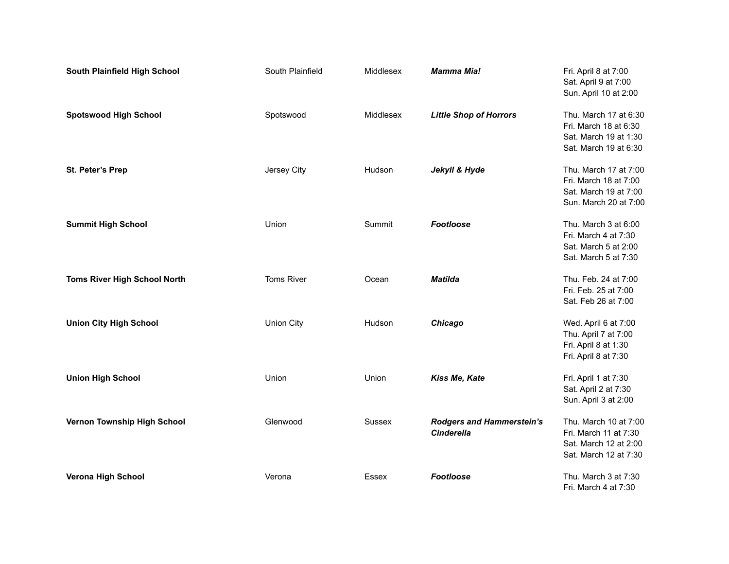| | | | | |
|---|---|---|---|---|
| **South Plainfield High School** | South Plainfield | Middlesex | ***Mamma Mia!*** | Fri. April 8 at 7:00<br>Sat. April 9 at 7:00<br>Sun. April 10 at 2:00 |
| **Spotswood High School** | Spotswood | Middlesex | ***Little Shop of Horrors*** | Thu. March 17 at 6:30<br>Fri. March 18 at 6:30<br>Sat. March 19 at 1:30<br>Sat. March 19 at 6:30 |
| **St. Peter's Prep** | Jersey City | Hudson | ***Jekyll & Hyde*** | Thu. March 17 at 7:00<br>Fri. March 18 at 7:00<br>Sat. March 19 at 7:00<br>Sun. March 20 at 7:00 |
| **Summit High School** | Union | Summit | ***Footloose*** | Thu. March 3 at 6:00<br>Fri. March 4 at 7:30<br>Sat. March 5 at 2:00<br>Sat. March 5 at 7:30 |
| **Toms River High School North** | Toms River | Ocean | ***Matilda*** | Thu. Feb. 24 at 7:00<br>Fri. Feb. 25 at 7:00<br>Sat. Feb 26 at 7:00 |
| **Union City High School** | Union City | Hudson | ***Chicago*** | Wed. April 6 at 7:00<br>Thu. April 7 at 7:00<br>Fri. April 8 at 1:30<br>Fri. April 8 at 7:30 |
| **Union High School** | Union | Union | ***Kiss Me, Kate*** | Fri. April 1 at 7:30<br>Sat. April 2 at 7:30<br>Sun. April 3 at 2:00 |
| **Vernon Township High School** | Glenwood | Sussex | ***Rodgers and Hammerstein's Cinderella*** | Thu. March 10 at 7:00<br>Fri. March 11 at 7:30<br>Sat. March 12 at 2:00<br>Sat. March 12 at 7:30 |
| **Verona High School** | Verona | Essex | ***Footloose*** | Thu. March 3 at 7:30<br>Fri. March 4 at 7:30 |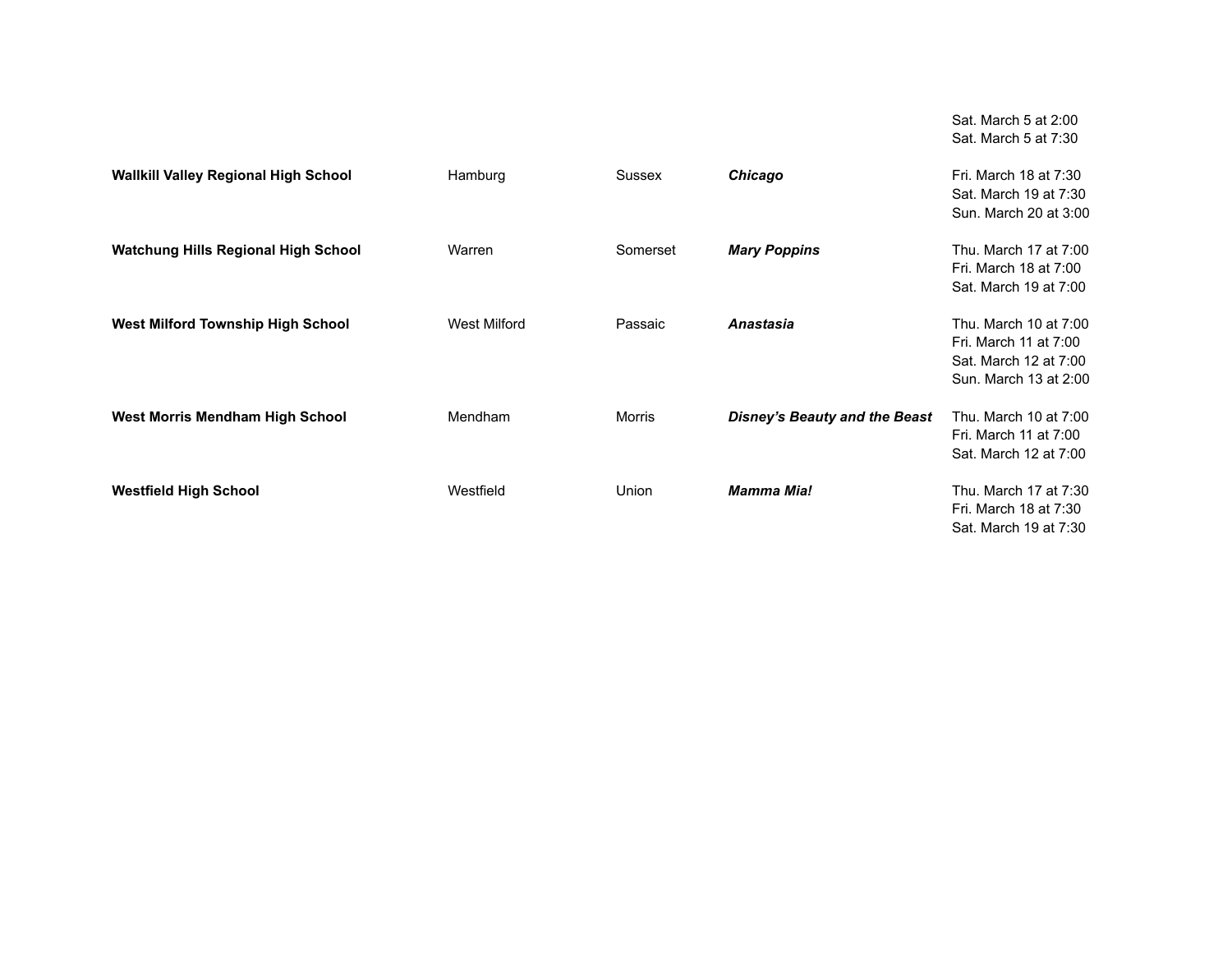| | | | | |
|---|---|---|---|---|
| | | | | Sat. March 5 at 2:00<br>Sat. March 5 at 7:30 |
| **Wallkill Valley Regional High School** | Hamburg | Sussex | ***Chicago*** | Fri. March 18 at 7:30<br>Sat. March 19 at 7:30<br>Sun. March 20 at 3:00 |
| **Watchung Hills Regional High School** | Warren | Somerset | ***Mary Poppins*** | Thu. March 17 at 7:00<br>Fri. March 18 at 7:00<br>Sat. March 19 at 7:00 |
| **West Milford Township High School** | West Milford | Passaic | ***Anastasia*** | Thu. March 10 at 7:00<br>Fri. March 11 at 7:00<br>Sat. March 12 at 7:00<br>Sun. March 13 at 2:00 |
| **West Morris Mendham High School** | Mendham | Morris | ***Disney's Beauty and the Beast*** | Thu. March 10 at 7:00<br>Fri. March 11 at 7:00<br>Sat. March 12 at 7:00 |
| **Westfield High School** | Westfield | Union | ***Mamma Mia!*** | Thu. March 17 at 7:30<br>Fri. March 18 at 7:30<br>Sat. March 19 at 7:30 |